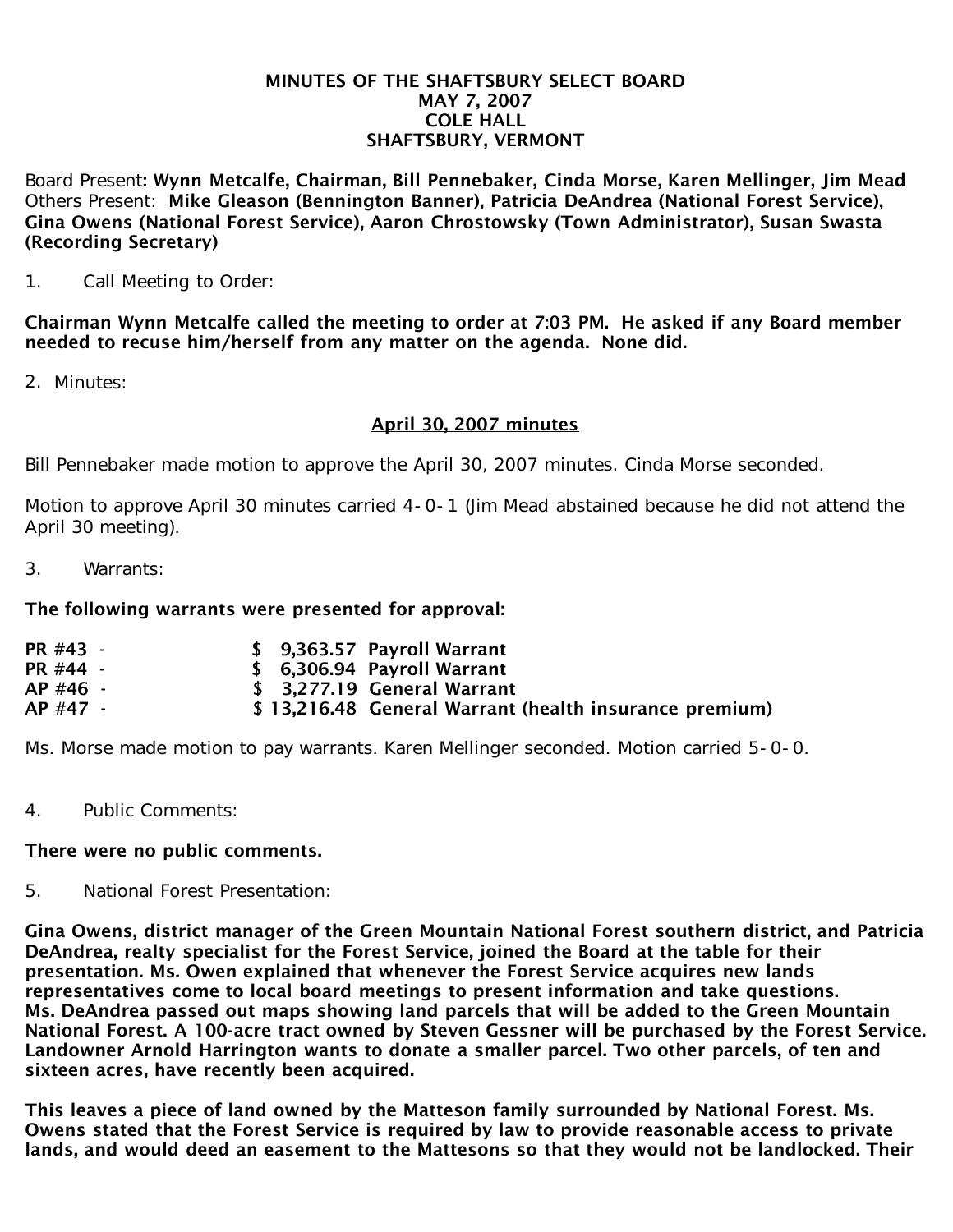**MINUTES OF THE SHAFTSBURY SELECT BOARD**
**MAY 7, 2007**
**COLE HALL**
**SHAFTSBURY, VERMONT**

Board Present: **Wynn Metcalfe, Chairman, Bill Pennebaker, Cinda Morse, Karen Mellinger, Jim Mead**
Others Present: **Mike Gleason (Bennington Banner), Patricia DeAndrea (National Forest Service), Gina Owens (National Forest Service), Aaron Chrostowsky (Town Administrator), Susan Swasta (Recording Secretary)**

1. Call Meeting to Order:

**Chairman Wynn Metcalfe called the meeting to order at 7:03 PM. He asked if any Board member needed to recuse him/herself from any matter on the agenda. None did.**

2. Minutes:

**April 30, 2007 minutes**

Bill Pennebaker made motion to approve the April 30, 2007 minutes. Cinda Morse seconded.

Motion to approve April 30 minutes carried 4-0-1 (Jim Mead abstained because he did not attend the April 30 meeting).

3. Warrants:

**The following warrants were presented for approval:**

| | | |
|---|---|---|
| **PR #43 -** | **$ 9,363.57** | **Payroll Warrant** |
| **PR #44 -** | **$ 6,306.94** | **Payroll Warrant** |
| **AP #46 -** | **$ 3,277.19** | **General Warrant** |
| **AP #47 -** | **$ 13,216.48** | **General Warrant (health insurance premium)** |

Ms. Morse made motion to pay warrants. Karen Mellinger seconded. Motion carried 5-0-0.

4. Public Comments:

**There were no public comments.**

5. National Forest Presentation:

**Gina Owens, district manager of the Green Mountain National Forest southern district, and Patricia DeAndrea, realty specialist for the Forest Service, joined the Board at the table for their presentation. Ms. Owen explained that whenever the Forest Service acquires new lands representatives come to local board meetings to present information and take questions. Ms. DeAndrea passed out maps showing land parcels that will be added to the Green Mountain National Forest. A 100-acre tract owned by Steven Gessner will be purchased by the Forest Service. Landowner Arnold Harrington wants to donate a smaller parcel. Two other parcels, of ten and sixteen acres, have recently been acquired.**

**This leaves a piece of land owned by the Matteson family surrounded by National Forest. Ms. Owens stated that the Forest Service is required by law to provide reasonable access to private lands, and would deed an easement to the Mattesons so that they would not be landlocked. Their**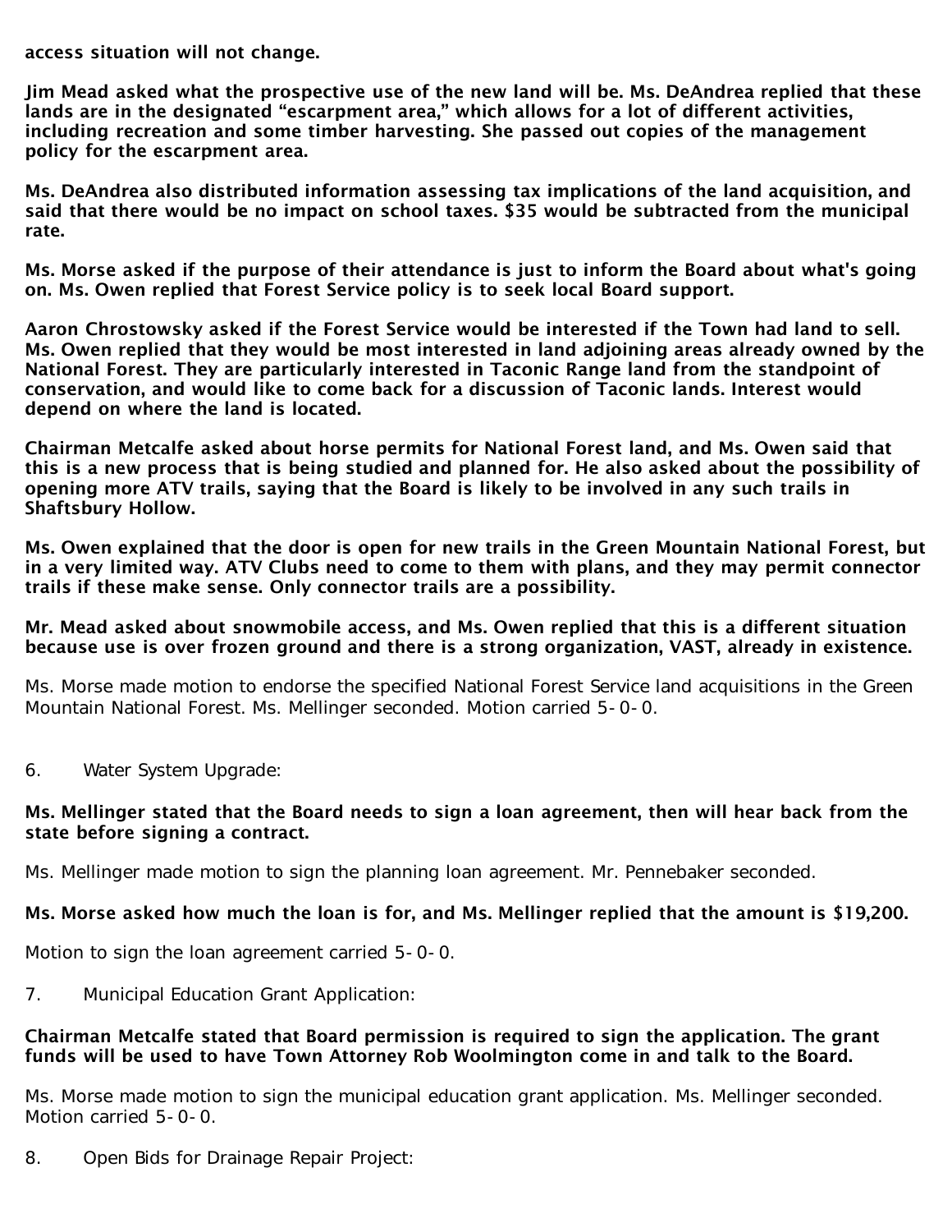**access situation will not change.**

**Jim Mead asked what the prospective use of the new land will be. Ms. DeAndrea replied that these lands are in the designated "escarpment area," which allows for a lot of different activities, including recreation and some timber harvesting. She passed out copies of the management policy for the escarpment area.**

**Ms. DeAndrea also distributed information assessing tax implications of the land acquisition, and said that there would be no impact on school taxes. $35 would be subtracted from the municipal rate.**

**Ms. Morse asked if the purpose of their attendance is just to inform the Board about what's going on. Ms. Owen replied that Forest Service policy is to seek local Board support.**

**Aaron Chrostowsky asked if the Forest Service would be interested if the Town had land to sell. Ms. Owen replied that they would be most interested in land adjoining areas already owned by the National Forest. They are particularly interested in Taconic Range land from the standpoint of conservation, and would like to come back for a discussion of Taconic lands. Interest would depend on where the land is located.**

**Chairman Metcalfe asked about horse permits for National Forest land, and Ms. Owen said that this is a new process that is being studied and planned for. He also asked about the possibility of opening more ATV trails, saying that the Board is likely to be involved in any such trails in Shaftsbury Hollow.**

**Ms. Owen explained that the door is open for new trails in the Green Mountain National Forest, but in a very limited way. ATV Clubs need to come to them with plans, and they may permit connector trails if these make sense. Only connector trails are a possibility.**

**Mr. Mead asked about snowmobile access, and Ms. Owen replied that this is a different situation because use is over frozen ground and there is a strong organization, VAST, already in existence.**

Ms. Morse made motion to endorse the specified National Forest Service land acquisitions in the Green Mountain National Forest. Ms. Mellinger seconded. Motion carried 5-0-0.

6. Water System Upgrade:

**Ms. Mellinger stated that the Board needs to sign a loan agreement, then will hear back from the state before signing a contract.**

Ms. Mellinger made motion to sign the planning loan agreement. Mr. Pennebaker seconded.

**Ms. Morse asked how much the loan is for, and Ms. Mellinger replied that the amount is $19,200.**

Motion to sign the loan agreement carried 5-0-0.

7. Municipal Education Grant Application:

**Chairman Metcalfe stated that Board permission is required to sign the application. The grant funds will be used to have Town Attorney Rob Woolmington come in and talk to the Board.**

Ms. Morse made motion to sign the municipal education grant application. Ms. Mellinger seconded. Motion carried 5-0-0.

8. Open Bids for Drainage Repair Project: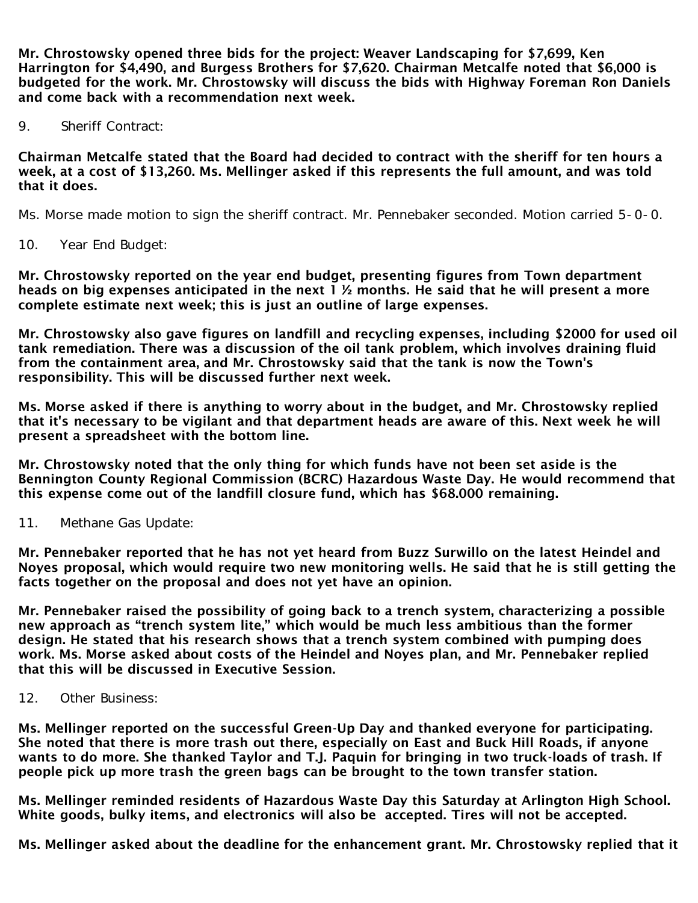**Mr. Chrostowsky opened three bids for the project: Weaver Landscaping for $7,699, Ken Harrington for $4,490, and Burgess Brothers for $7,620. Chairman Metcalfe noted that $6,000 is budgeted for the work. Mr. Chrostowsky will discuss the bids with Highway Foreman Ron Daniels and come back with a recommendation next week.**

9. Sheriff Contract:

**Chairman Metcalfe stated that the Board had decided to contract with the sheriff for ten hours a week, at a cost of $13,260. Ms. Mellinger asked if this represents the full amount, and was told that it does.**

Ms. Morse made motion to sign the sheriff contract. Mr. Pennebaker seconded. Motion carried 5-0-0.

10. Year End Budget:

**Mr. Chrostowsky reported on the year end budget, presenting figures from Town department heads on big expenses anticipated in the next 1 ½ months. He said that he will present a more complete estimate next week; this is just an outline of large expenses.**

**Mr. Chrostowsky also gave figures on landfill and recycling expenses, including $2000 for used oil tank remediation. There was a discussion of the oil tank problem, which involves draining fluid from the containment area, and Mr. Chrostowsky said that the tank is now the Town's responsibility. This will be discussed further next week.**

**Ms. Morse asked if there is anything to worry about in the budget, and Mr. Chrostowsky replied that it's necessary to be vigilant and that department heads are aware of this. Next week he will present a spreadsheet with the bottom line.**

**Mr. Chrostowsky noted that the only thing for which funds have not been set aside is the Bennington County Regional Commission (BCRC) Hazardous Waste Day. He would recommend that this expense come out of the landfill closure fund, which has $68.000 remaining.**

11. Methane Gas Update:

**Mr. Pennebaker reported that he has not yet heard from Buzz Surwillo on the latest Heindel and Noyes proposal, which would require two new monitoring wells. He said that he is still getting the facts together on the proposal and does not yet have an opinion.**

**Mr. Pennebaker raised the possibility of going back to a trench system, characterizing a possible new approach as "trench system lite," which would be much less ambitious than the former design. He stated that his research shows that a trench system combined with pumping does work. Ms. Morse asked about costs of the Heindel and Noyes plan, and Mr. Pennebaker replied that this will be discussed in Executive Session.**

12. Other Business:

**Ms. Mellinger reported on the successful Green-Up Day and thanked everyone for participating. She noted that there is more trash out there, especially on East and Buck Hill Roads, if anyone wants to do more. She thanked Taylor and T.J. Paquin for bringing in two truck-loads of trash. If people pick up more trash the green bags can be brought to the town transfer station.**

**Ms. Mellinger reminded residents of Hazardous Waste Day this Saturday at Arlington High School. White goods, bulky items, and electronics will also be accepted. Tires will not be accepted.**

**Ms. Mellinger asked about the deadline for the enhancement grant. Mr. Chrostowsky replied that it**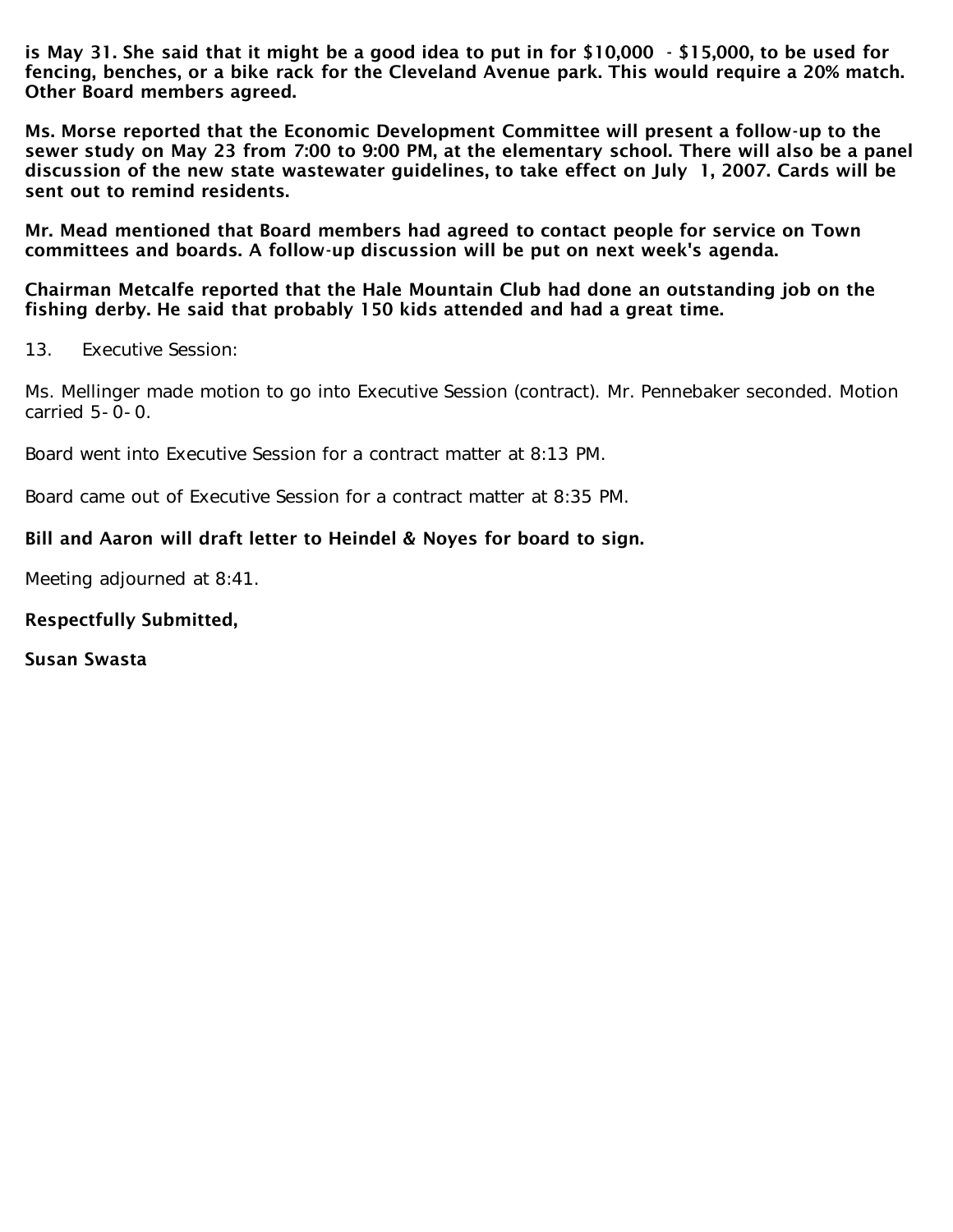**is May 31. She said that it might be a good idea to put in for $10,000 - $15,000, to be used for fencing, benches, or a bike rack for the Cleveland Avenue park. This would require a 20% match. Other Board members agreed.**

**Ms. Morse reported that the Economic Development Committee will present a follow-up to the sewer study on May 23 from 7:00 to 9:00 PM, at the elementary school. There will also be a panel discussion of the new state wastewater guidelines, to take effect on July 1, 2007. Cards will be sent out to remind residents.**

**Mr. Mead mentioned that Board members had agreed to contact people for service on Town committees and boards. A follow-up discussion will be put on next week's agenda.**

**Chairman Metcalfe reported that the Hale Mountain Club had done an outstanding job on the fishing derby. He said that probably 150 kids attended and had a great time.**

13. Executive Session:

Ms. Mellinger made motion to go into Executive Session (contract). Mr. Pennebaker seconded. Motion carried 5-0-0.

Board went into Executive Session for a contract matter at 8:13 PM.

Board came out of Executive Session for a contract matter at 8:35 PM.

**Bill and Aaron will draft letter to Heindel & Noyes for board to sign.**

Meeting adjourned at 8:41.

**Respectfully Submitted,**

**Susan Swasta**